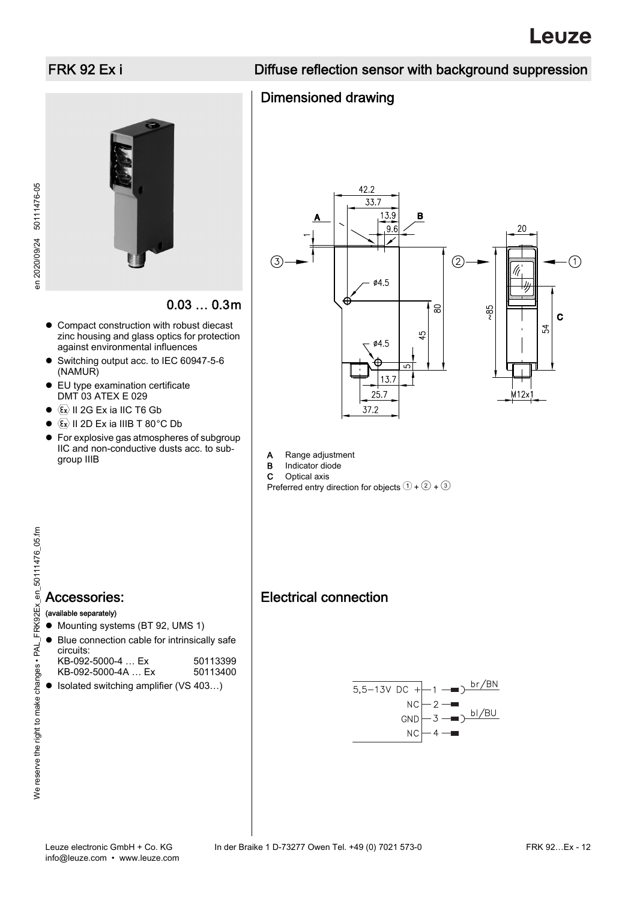# FRK 92 Ex i

## Diffuse reflection sensor with background suppression

0.03 … 0.3m

- Compact construction with robust diecast zinc housing and glass optics for protection against environmental influences
- Switching output acc. to IEC 60947-5-6 (NAMUR)
- EU type examination certificate DMT 03 ATEX E 029
- Ex II 2G Ex ia IIC T6 Gb
- Ex II 2D Ex ia IIIB T 80°C Db
- For explosive gas atmospheres of subgroup IIC and non-conductive dusts acc. to subgroup IIIB

## Dimensioned drawing

42.2
33.7
13.9
9.6
1
ø4.5
ø4.5
80
45
5
13.7
25.7
37.2
20
~85
54
M12x1

**A** Range adjustment
**B** Indicator diode
**C** Optical axis
Preferred entry direction for objects ① + ② + ③

## Accessories:

(available separately)

- Mounting systems (BT 92, UMS 1)
- Blue connection cable for intrinsically safe circuits:

| | |
|---|---|
| KB-092-5000-4 … Ex | 50113399 |
| KB-092-5000-4A … Ex | 50113400 |

- Isolated switching amplifier (VS 403…)

## Electrical connection

5,5–13V DC + — 1 — br/BN
NC — 2
GND — 3 — bl/BU
NC — 4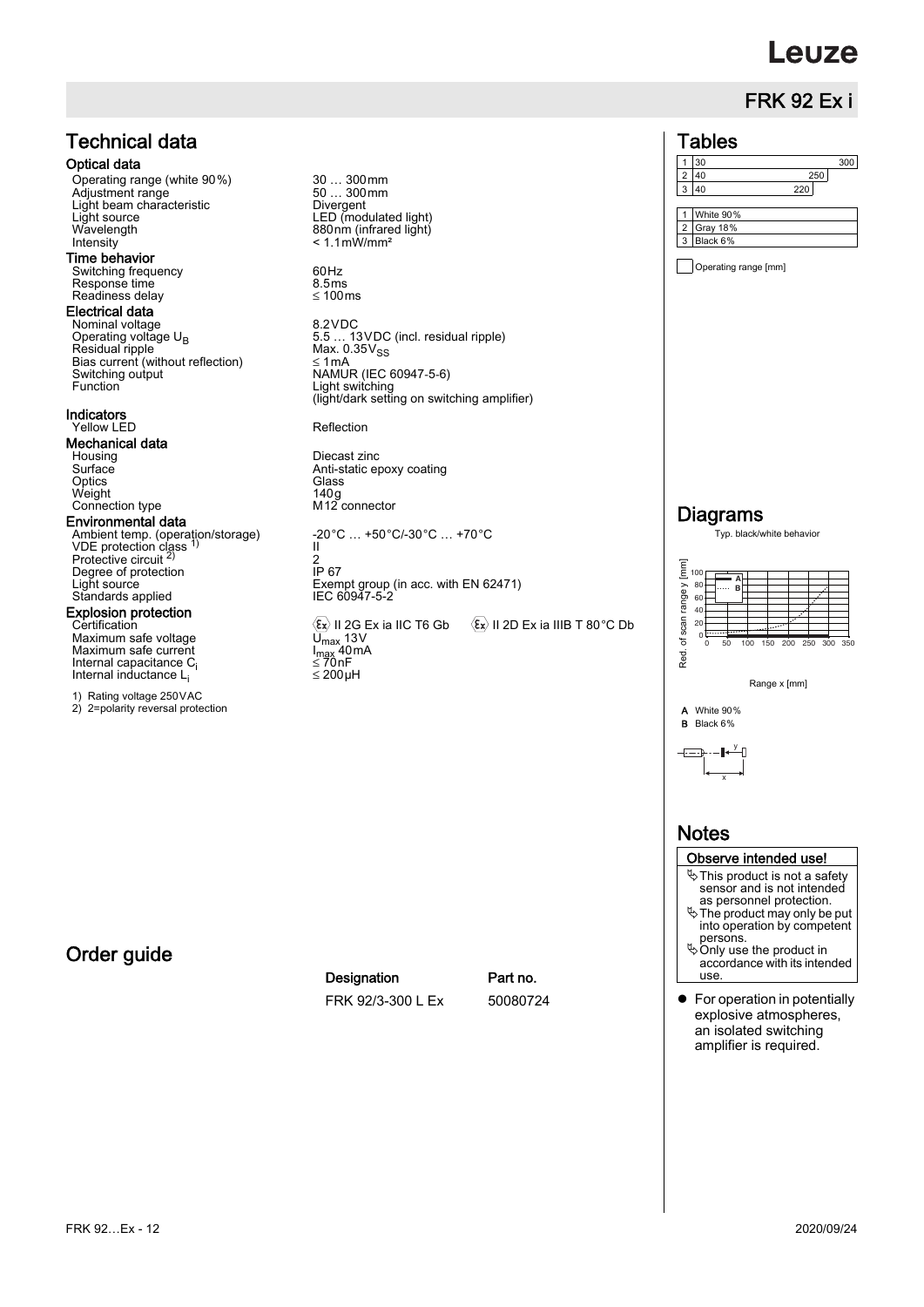# Leuze

## FRK 92 Ex i

## Technical data

### Optical data

| | |
|---|---|
| Operating range (white 90%) | 30 … 300mm |
| Adjustment range | 50 … 300mm |
| Light beam characteristic | Divergent |
| Light source | LED (modulated light) |
| Wavelength | 880nm (infrared light) |
| Intensity | < 1.1mW/mm² |

### Time behavior

| | |
|---|---|
| Switching frequency | 60Hz |
| Response time | 8.5ms |
| Readiness delay | ≤ 100ms |

### Electrical data

| | |
|---|---|
| Nominal voltage | 8.2VDC |
| Operating voltage $U_B$ | 5.5 … 13VDC (incl. residual ripple) |
| Residual ripple | Max. $0.35V_{SS}$ |
| Bias current (without reflection) | ≤ 1mA |
| Switching output | NAMUR (IEC 60947-5-6) |
| Function | Light switching (light/dark setting on switching amplifier) |

### Indicators

| | |
|---|---|
| Yellow LED | Reflection |

### Mechanical data

| | |
|---|---|
| Housing | Diecast zinc |
| Surface | Anti-static epoxy coating |
| Optics | Glass |
| Weight | 140g |
| Connection type | M12 connector |

### Environmental data

| | |
|---|---|
| Ambient temp. (operation/storage) | -20°C … +50°C/-30°C … +70°C |
| VDE protection class [1] | II |
| Protective circuit [2] | 2 |
| Degree of protection | IP 67 |
| Light source | Exempt group (in acc. with EN 62471) |
| Standards applied | IEC 60947-5-2 |

### Explosion protection

| | |
|---|---|
| Certification | ⟨Ex⟩ II 2G Ex ia IIC T6 Gb ⟨Ex⟩ II 2D Ex ia IIIB T 80°C Db |
| Maximum safe voltage | $U_{max}$ 13V |
| Maximum safe current | $I_{max}$ 40mA |
| Internal capacitance $C_i$ | ≤ 70nF |
| Internal inductance $L_i$ | ≤ 200µH |

1) Rating voltage 250VAC
2) 2=polarity reversal protection

## Tables

| | | | |
|---|---|---|---|
| 1 | 30 | | 300 |
| 2 | 40 | 250 | |
| 3 | 40 | 220 | |

| | |
|---|---|
| 1 | White 90% |
| 2 | Gray 18% |
| 3 | Black 6% |

Operating range [mm]

## Diagrams

Typ. black/white behavior

Red. of scan range y [mm]
100
80
60
40
20
0
0 50 100 150 200 250 300 350
Range x [mm]
A
B

**A** White 90%
**B** Black 6%

y
x

## Order guide

| Designation | Part no. |
|---|---|
| FRK 92/3-300 L Ex | 50080724 |

## Notes

**Observe intended use!**

- This product is not a safety sensor and is not intended as personnel protection.
- The product may only be put into operation by competent persons.
- Only use the product in accordance with its intended use.

- For operation in potentially explosive atmospheres, an isolated switching amplifier is required.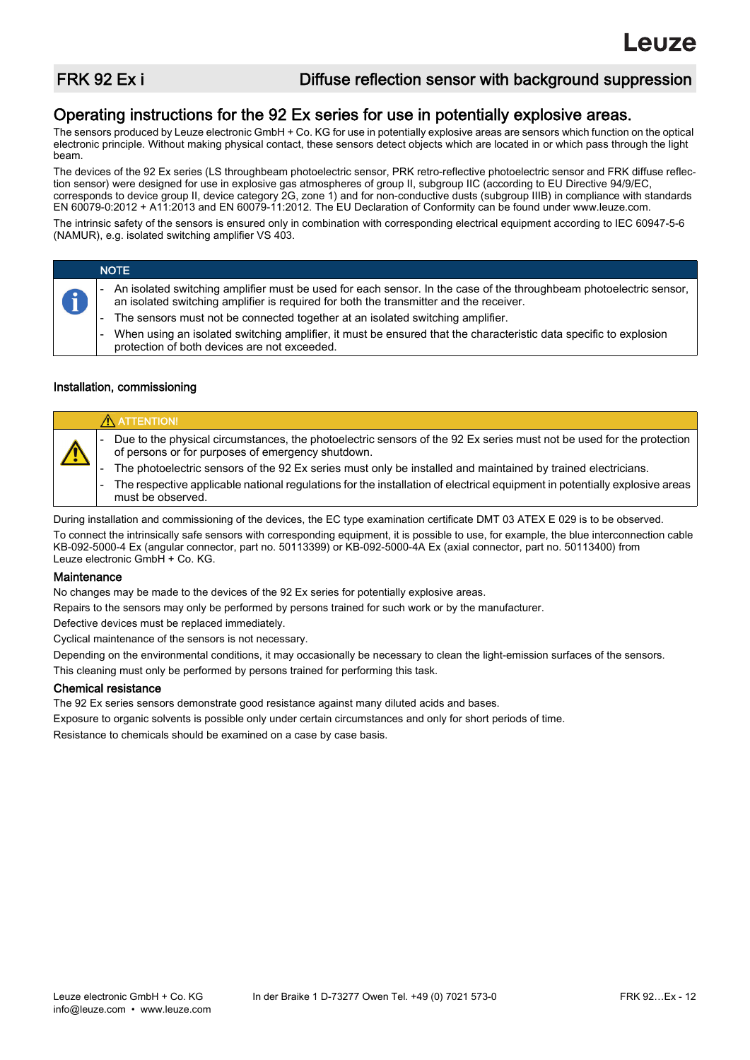# FRK 92 Ex i — Diffuse reflection sensor with background suppression

## Operating instructions for the 92 Ex series for use in potentially explosive areas.

The sensors produced by Leuze electronic GmbH + Co. KG for use in potentially explosive areas are sensors which function on the optical electronic principle. Without making physical contact, these sensors detect objects which are located in or which pass through the light beam.

The devices of the 92 Ex series (LS throughbeam photoelectric sensor, PRK retro-reflective photoelectric sensor and FRK diffuse reflection sensor) were designed for use in explosive gas atmospheres of group II, subgroup IIC (according to EU Directive 94/9/EC, corresponds to device group II, device category 2G, zone 1) and for non-conductive dusts (subgroup IIIB) in compliance with standards EN 60079-0:2012 + A11:2013 and EN 60079-11:2012. The EU Declaration of Conformity can be found under www.leuze.com.

The intrinsic safety of the sensors is ensured only in combination with corresponding electrical equipment according to IEC 60947-5-6 (NAMUR), e.g. isolated switching amplifier VS 403.

**NOTE**

- An isolated switching amplifier must be used for each sensor. In the case of the throughbeam photoelectric sensor, an isolated switching amplifier is required for both the transmitter and the receiver.
- The sensors must not be connected together at an isolated switching amplifier.
- When using an isolated switching amplifier, it must be ensured that the characteristic data specific to explosion protection of both devices are not exceeded.

### Installation, commissioning

**ATTENTION!**

- Due to the physical circumstances, the photoelectric sensors of the 92 Ex series must not be used for the protection of persons or for purposes of emergency shutdown.
- The photoelectric sensors of the 92 Ex series must only be installed and maintained by trained electricians.
- The respective applicable national regulations for the installation of electrical equipment in potentially explosive areas must be observed.

During installation and commissioning of the devices, the EC type examination certificate DMT 03 ATEX E 029 is to be observed.

To connect the intrinsically safe sensors with corresponding equipment, it is possible to use, for example, the blue interconnection cable KB-092-5000-4 Ex (angular connector, part no. 50113399) or KB-092-5000-4A Ex (axial connector, part no. 50113400) from Leuze electronic GmbH + Co. KG.

### Maintenance

No changes may be made to the devices of the 92 Ex series for potentially explosive areas.

Repairs to the sensors may only be performed by persons trained for such work or by the manufacturer.

Defective devices must be replaced immediately.

Cyclical maintenance of the sensors is not necessary.

Depending on the environmental conditions, it may occasionally be necessary to clean the light-emission surfaces of the sensors.

This cleaning must only be performed by persons trained for performing this task.

### Chemical resistance

The 92 Ex series sensors demonstrate good resistance against many diluted acids and bases.

Exposure to organic solvents is possible only under certain circumstances and only for short periods of time.

Resistance to chemicals should be examined on a case by case basis.